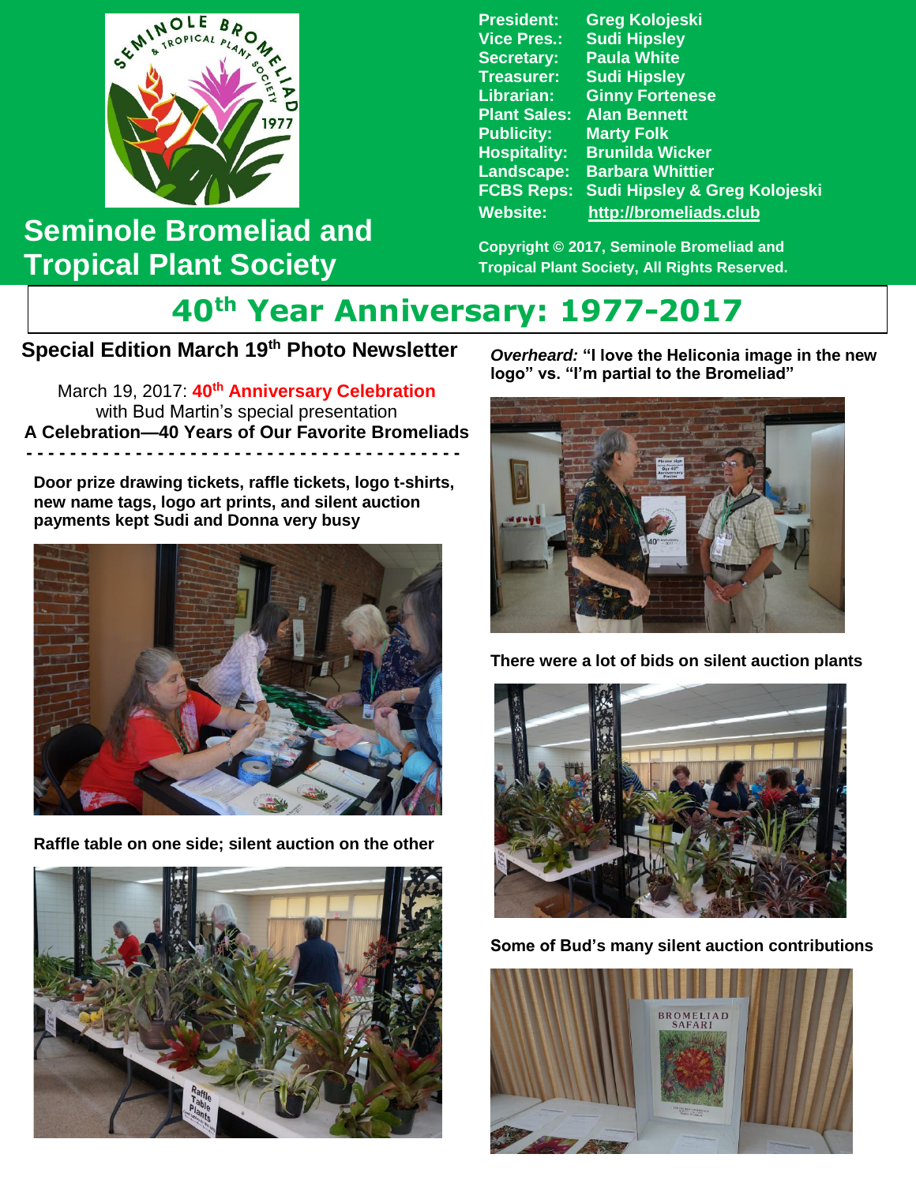# Seminole Bromeliad and Tropical Plant Society

**President:** Greg Kolojeski
**Vice Pres.:** Sudi Hipsley
**Secretary:** Paula White
**Treasurer:** Sudi Hipsley
**Librarian:** Ginny Fortenese
**Plant Sales:** Alan Bennett
**Publicity:** Marty Folk
**Hospitality:** Brunilda Wicker
**Landscape:** Barbara Whittier
**FCBS Reps:** Sudi Hipsley & Greg Kolojeski
**Website:** http://bromeliads.club

**Copyright © 2017, Seminole Bromeliad and Tropical Plant Society, All Rights Reserved.**

# 40th Year Anniversary: 1977-2017

## Special Edition March 19th Photo Newsletter

March 19, 2017: **40th Anniversary Celebration**
with Bud Martin's special presentation
**A Celebration—40 Years of Our Favorite Bromeliads**

- - - - - - - - - - - - - - - - - - - - - - - - - - - - - - - - - - - - - - -

**Door prize drawing tickets, raffle tickets, logo t-shirts, new name tags, logo art prints, and silent auction payments kept Sudi and Donna very busy**

**Raffle table on one side; silent auction on the other**

***Overheard:*** **"I love the Heliconia image in the new logo" vs. "I'm partial to the Bromeliad"**

**There were a lot of bids on silent auction plants**

**Some of Bud's many silent auction contributions**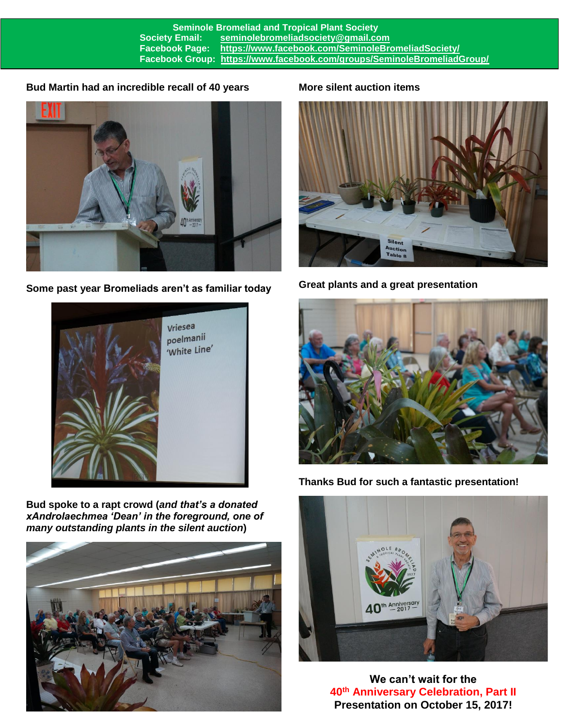**Seminole Bromeliad and Tropical Plant Society**
**Society Email:** seminolebromeliadsociety@gmail.com
**Facebook Page:** https://www.facebook.com/SeminoleBromeliadSociety/
**Facebook Group:** https://www.facebook.com/groups/SeminoleBromeliadGroup/

**Bud Martin had an incredible recall of 40 years**

**Some past year Bromeliads aren't as familiar today**

**Bud spoke to a rapt crowd (*and that's a donated xAndrolaechmea 'Dean' in the foreground, one of many outstanding plants in the silent auction*)**

**More silent auction items**

**Great plants and a great presentation**

**Thanks Bud for such a fantastic presentation!**

**We can't wait for the**
**40th Anniversary Celebration, Part II**
**Presentation on October 15, 2017!**